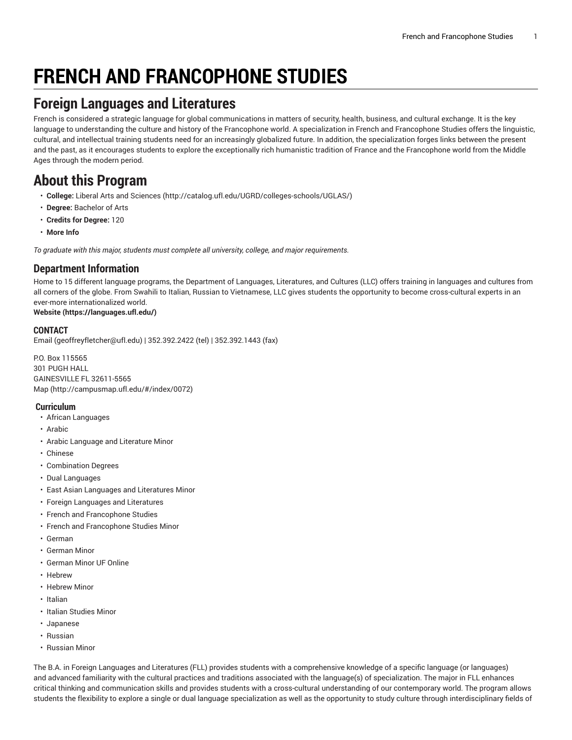# FRENCH AND FRANCOPHONE STUDIES

## Foreign Languages and Literatures

French is considered a strategic language for global communications in matters of security, health, business, and cultural exchange. It is the key language to understanding the culture and history of the Francophone world. A specialization in French and Francophone Studies offers the linguistic, cultural, and intellectual training students need for an increasingly globalized future. In addition, the specialization forges links between the present and the past, as it encourages students to explore the exceptionally rich humanistic tradition of France and the Francophone world from the Middle Ages through the modern period.

## About this Program

- **College:** Liberal Arts and Sciences (http://catalog.ufl.edu/UGRD/colleges-schools/UGLAS/)
- **Degree:** Bachelor of Arts
- **Credits for Degree:** 120
- **More Info**

*To graduate with this major, students must complete all university, college, and major requirements.*

### Department Information

Home to 15 different language programs, the Department of Languages, Literatures, and Cultures (LLC) offers training in languages and cultures from all corners of the globe. From Swahili to Italian, Russian to Vietnamese, LLC gives students the opportunity to become cross-cultural experts in an ever-more internationalized world.
**Website (https://languages.ufl.edu/)**

#### CONTACT

Email (geoffreyfletcher@ufl.edu) | 352.392.2422 (tel) | 352.392.1443 (fax)

P.O. Box 115565
301 PUGH HALL
GAINESVILLE FL 32611-5565
Map (http://campusmap.ufl.edu/#/index/0072)

#### Curriculum

- African Languages
- Arabic
- Arabic Language and Literature Minor
- Chinese
- Combination Degrees
- Dual Languages
- East Asian Languages and Literatures Minor
- Foreign Languages and Literatures
- French and Francophone Studies
- French and Francophone Studies Minor
- German
- German Minor
- German Minor UF Online
- Hebrew
- Hebrew Minor
- Italian
- Italian Studies Minor
- Japanese
- Russian
- Russian Minor

The B.A. in Foreign Languages and Literatures (FLL) provides students with a comprehensive knowledge of a specific language (or languages) and advanced familiarity with the cultural practices and traditions associated with the language(s) of specialization. The major in FLL enhances critical thinking and communication skills and provides students with a cross-cultural understanding of our contemporary world. The program allows students the flexibility to explore a single or dual language specialization as well as the opportunity to study culture through interdisciplinary fields of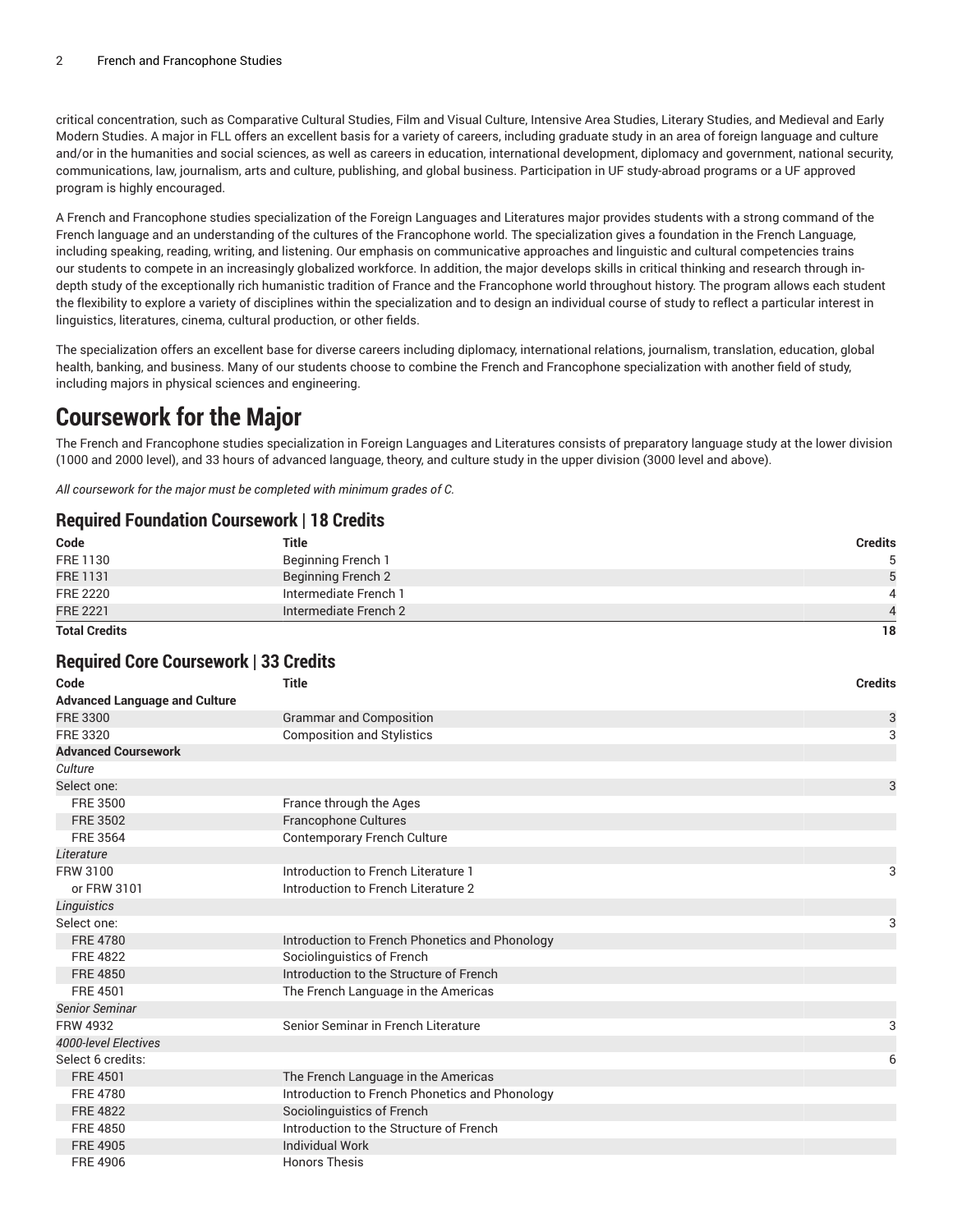critical concentration, such as Comparative Cultural Studies, Film and Visual Culture, Intensive Area Studies, Literary Studies, and Medieval and Early Modern Studies. A major in FLL offers an excellent basis for a variety of careers, including graduate study in an area of foreign language and culture and/or in the humanities and social sciences, as well as careers in education, international development, diplomacy and government, national security, communications, law, journalism, arts and culture, publishing, and global business. Participation in UF study-abroad programs or a UF approved program is highly encouraged.

A French and Francophone studies specialization of the Foreign Languages and Literatures major provides students with a strong command of the French language and an understanding of the cultures of the Francophone world. The specialization gives a foundation in the French Language, including speaking, reading, writing, and listening. Our emphasis on communicative approaches and linguistic and cultural competencies trains our students to compete in an increasingly globalized workforce. In addition, the major develops skills in critical thinking and research through in-depth study of the exceptionally rich humanistic tradition of France and the Francophone world throughout history. The program allows each student the flexibility to explore a variety of disciplines within the specialization and to design an individual course of study to reflect a particular interest in linguistics, literatures, cinema, cultural production, or other fields.

The specialization offers an excellent base for diverse careers including diplomacy, international relations, journalism, translation, education, global health, banking, and business. Many of our students choose to combine the French and Francophone specialization with another field of study, including majors in physical sciences and engineering.

# Coursework for the Major

The French and Francophone studies specialization in Foreign Languages and Literatures consists of preparatory language study at the lower division (1000 and 2000 level), and 33 hours of advanced language, theory, and culture study in the upper division (3000 level and above).

*All coursework for the major must be completed with minimum grades of C.*

## Required Foundation Coursework | 18 Credits

| Code | Title | Credits |
|---|---|---|
| FRE 1130 | Beginning French 1 | 5 |
| FRE 1131 | Beginning French 2 | 5 |
| FRE 2220 | Intermediate French 1 | 4 |
| FRE 2221 | Intermediate French 2 | 4 |
| **Total Credits** | | **18** |

## Required Core Coursework | 33 Credits

| Code | Title | Credits |
|---|---|---|
| **Advanced Language and Culture** | | |
| FRE 3300 | Grammar and Composition | 3 |
| FRE 3320 | Composition and Stylistics | 3 |
| **Advanced Coursework** | | |
| *Culture* | | |
| Select one: | | 3 |
| FRE 3500 | France through the Ages | |
| FRE 3502 | Francophone Cultures | |
| FRE 3564 | Contemporary French Culture | |
| *Literature* | | |
| FRW 3100 | Introduction to French Literature 1 | 3 |
| or FRW 3101 | Introduction to French Literature 2 | |
| *Linguistics* | | |
| Select one: | | 3 |
| FRE 4780 | Introduction to French Phonetics and Phonology | |
| FRE 4822 | Sociolinguistics of French | |
| FRE 4850 | Introduction to the Structure of French | |
| FRE 4501 | The French Language in the Americas | |
| *Senior Seminar* | | |
| FRW 4932 | Senior Seminar in French Literature | 3 |
| *4000-level Electives* | | |
| Select 6 credits: | | 6 |
| FRE 4501 | The French Language in the Americas | |
| FRE 4780 | Introduction to French Phonetics and Phonology | |
| FRE 4822 | Sociolinguistics of French | |
| FRE 4850 | Introduction to the Structure of French | |
| FRE 4905 | Individual Work | |
| FRE 4906 | Honors Thesis | |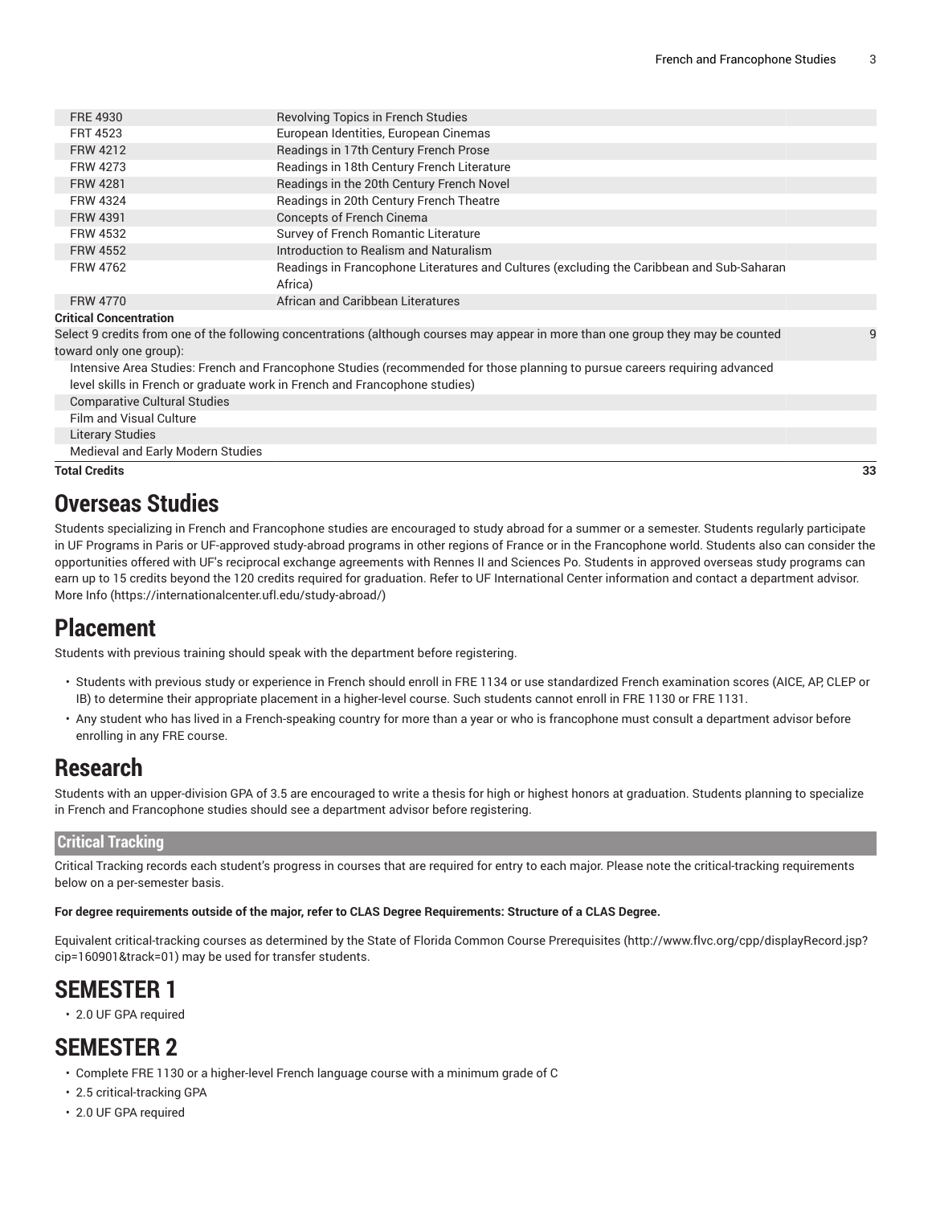| | | |
|---|---|---|
| FRE 4930 | Revolving Topics in French Studies | |
| FRT 4523 | European Identities, European Cinemas | |
| FRW 4212 | Readings in 17th Century French Prose | |
| FRW 4273 | Readings in 18th Century French Literature | |
| FRW 4281 | Readings in the 20th Century French Novel | |
| FRW 4324 | Readings in 20th Century French Theatre | |
| FRW 4391 | Concepts of French Cinema | |
| FRW 4532 | Survey of French Romantic Literature | |
| FRW 4552 | Introduction to Realism and Naturalism | |
| FRW 4762 | Readings in Francophone Literatures and Cultures (excluding the Caribbean and Sub-Saharan Africa) | |
| FRW 4770 | African and Caribbean Literatures | |
| **Critical Concentration** | | |
| Select 9 credits from one of the following concentrations (although courses may appear in more than one group they may be counted toward only one group): | | 9 |
| Intensive Area Studies: French and Francophone Studies (recommended for those planning to pursue careers requiring advanced level skills in French or graduate work in French and Francophone studies) | | |
| Comparative Cultural Studies | | |
| Film and Visual Culture | | |
| Literary Studies | | |
| Medieval and Early Modern Studies | | |
| **Total Credits** | | **33** |

# Overseas Studies

Students specializing in French and Francophone studies are encouraged to study abroad for a summer or a semester. Students regularly participate in UF Programs in Paris or UF-approved study-abroad programs in other regions of France or in the Francophone world. Students also can consider the opportunities offered with UF's reciprocal exchange agreements with Rennes II and Sciences Po. Students in approved overseas study programs can earn up to 15 credits beyond the 120 credits required for graduation. Refer to UF International Center information and contact a department advisor. More Info (https://internationalcenter.ufl.edu/study-abroad/)

# Placement

Students with previous training should speak with the department before registering.

- Students with previous study or experience in French should enroll in FRE 1134 or use standardized French examination scores (AICE, AP, CLEP or IB) to determine their appropriate placement in a higher-level course. Such students cannot enroll in FRE 1130 or FRE 1131.
- Any student who has lived in a French-speaking country for more than a year or who is francophone must consult a department advisor before enrolling in any FRE course.

# Research

Students with an upper-division GPA of 3.5 are encouraged to write a thesis for high or highest honors at graduation. Students planning to specialize in French and Francophone studies should see a department advisor before registering.

## Critical Tracking

Critical Tracking records each student's progress in courses that are required for entry to each major. Please note the critical-tracking requirements below on a per-semester basis.

**For degree requirements outside of the major, refer to CLAS Degree Requirements: Structure of a CLAS Degree.**

Equivalent critical-tracking courses as determined by the State of Florida Common Course Prerequisites (http://www.flvc.org/cpp/displayRecord.jsp?cip=160901&track=01) may be used for transfer students.

# SEMESTER 1

- 2.0 UF GPA required

# SEMESTER 2

- Complete FRE 1130 or a higher-level French language course with a minimum grade of C
- 2.5 critical-tracking GPA
- 2.0 UF GPA required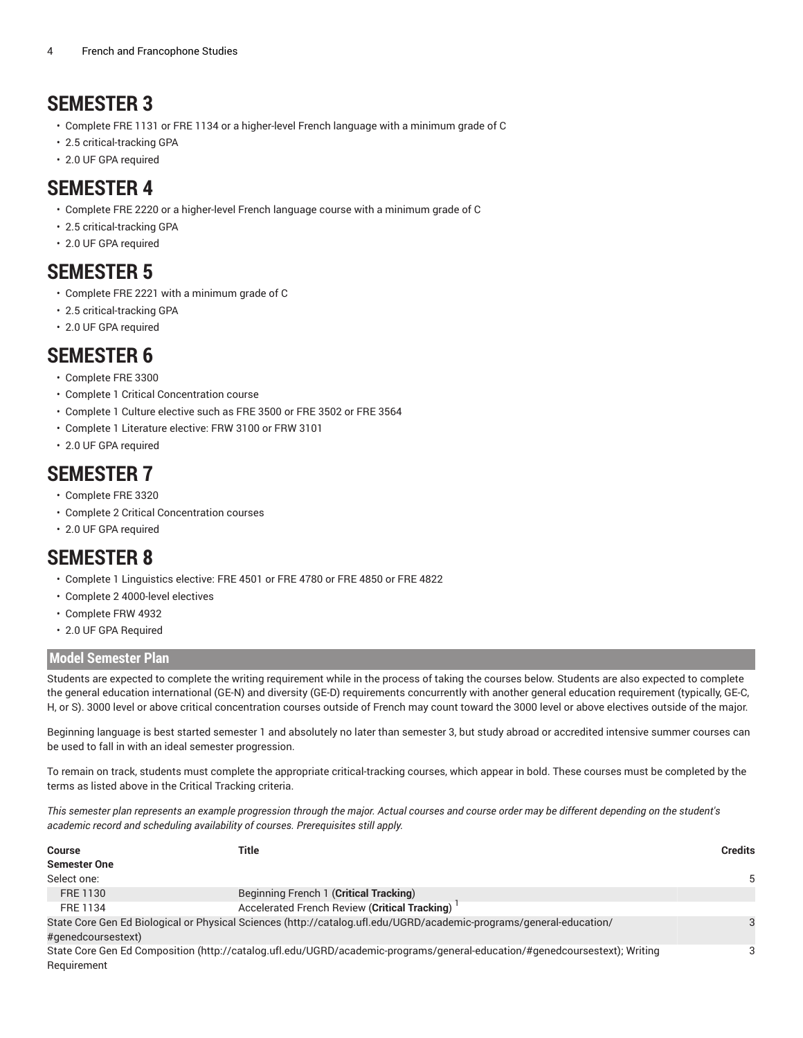# SEMESTER 3

- Complete FRE 1131 or FRE 1134 or a higher-level French language with a minimum grade of C
- 2.5 critical-tracking GPA
- 2.0 UF GPA required

# SEMESTER 4

- Complete FRE 2220 or a higher-level French language course with a minimum grade of C
- 2.5 critical-tracking GPA
- 2.0 UF GPA required

# SEMESTER 5

- Complete FRE 2221 with a minimum grade of C
- 2.5 critical-tracking GPA
- 2.0 UF GPA required

# SEMESTER 6

- Complete FRE 3300
- Complete 1 Critical Concentration course
- Complete 1 Culture elective such as FRE 3500 or FRE 3502 or FRE 3564
- Complete 1 Literature elective: FRW 3100 or FRW 3101
- 2.0 UF GPA required

# SEMESTER 7

- Complete FRE 3320
- Complete 2 Critical Concentration courses
- 2.0 UF GPA required

# SEMESTER 8

- Complete 1 Linguistics elective: FRE 4501 or FRE 4780 or FRE 4850 or FRE 4822
- Complete 2 4000-level electives
- Complete FRW 4932
- 2.0 UF GPA Required

## Model Semester Plan

Students are expected to complete the writing requirement while in the process of taking the courses below. Students are also expected to complete the general education international (GE-N) and diversity (GE-D) requirements concurrently with another general education requirement (typically, GE-C, H, or S). 3000 level or above critical concentration courses outside of French may count toward the 3000 level or above electives outside of the major.

Beginning language is best started semester 1 and absolutely no later than semester 3, but study abroad or accredited intensive summer courses can be used to fall in with an ideal semester progression.

To remain on track, students must complete the appropriate critical-tracking courses, which appear in bold. These courses must be completed by the terms as listed above in the Critical Tracking criteria.

*This semester plan represents an example progression through the major. Actual courses and course order may be different depending on the student's academic record and scheduling availability of courses. Prerequisites still apply.*

| Course | Title | Credits |
|---|---|---|
| **Semester One** | | |
| Select one: | | 5 |
| FRE 1130 | Beginning French 1 (**Critical Tracking**) | |
| FRE 1134 | Accelerated French Review (**Critical Tracking**) [1] | |
| State Core Gen Ed Biological or Physical Sciences (http://catalog.ufl.edu/UGRD/academic-programs/general-education/#genedcoursestext) | | 3 |
| State Core Gen Ed Composition (http://catalog.ufl.edu/UGRD/academic-programs/general-education/#genedcoursestext); Writing Requirement | | 3 |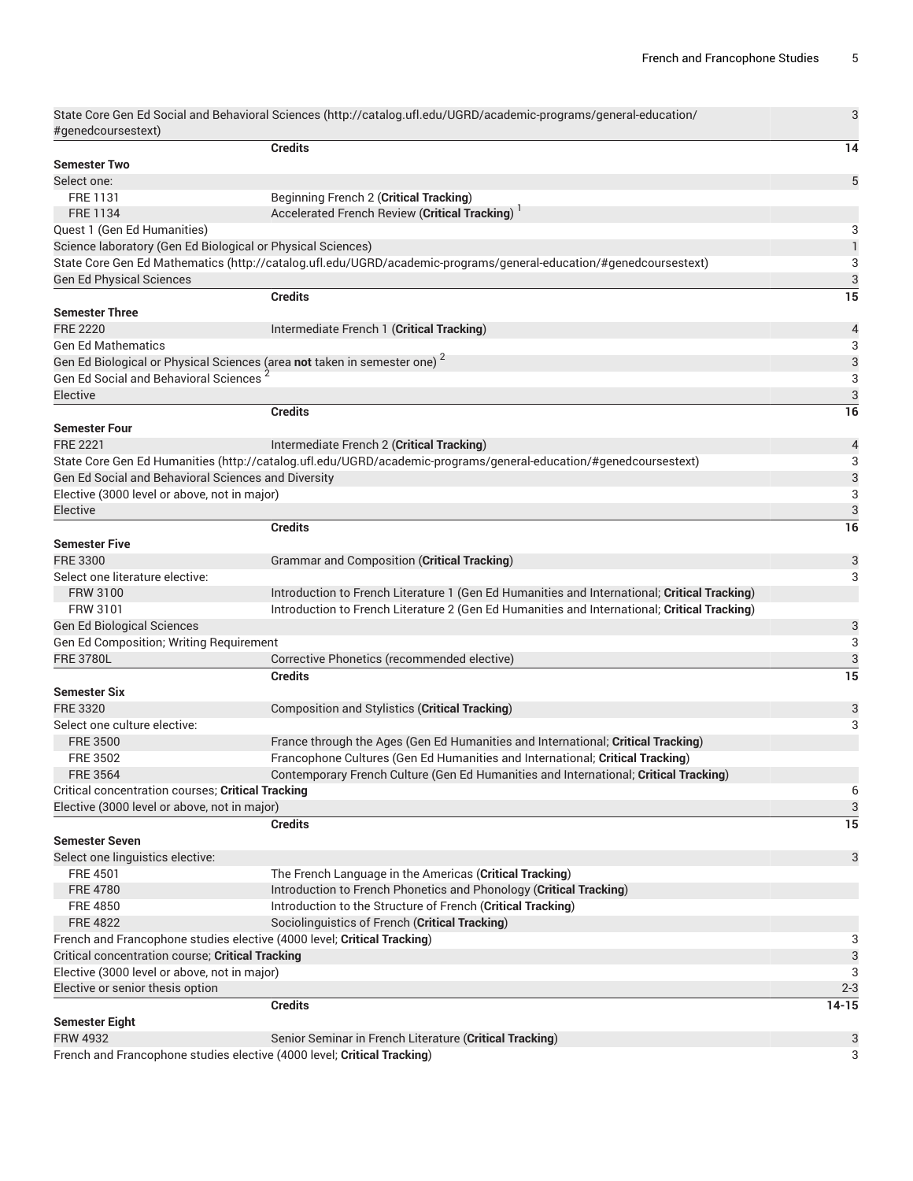| | | |
|---|---|---|
| State Core Gen Ed Social and Behavioral Sciences (http://catalog.ufl.edu/UGRD/academic-programs/general-education/#genedcoursestext) | | 3 |
| | **Credits** | **14** |
| **Semester Two** | | |
| Select one: | | 5 |
| FRE 1131 | Beginning French 2 (**Critical Tracking**) | |
| FRE 1134 | Accelerated French Review (**Critical Tracking**) [1] | |
| Quest 1 (Gen Ed Humanities) | | 3 |
| Science laboratory (Gen Ed Biological or Physical Sciences) | | 1 |
| State Core Gen Ed Mathematics (http://catalog.ufl.edu/UGRD/academic-programs/general-education/#genedcoursestext) | | 3 |
| Gen Ed Physical Sciences | | 3 |
| | **Credits** | **15** |
| **Semester Three** | | |
| FRE 2220 | Intermediate French 1 (**Critical Tracking**) | 4 |
| Gen Ed Mathematics | | 3 |
| Gen Ed Biological or Physical Sciences (area **not** taken in semester one) [2] | | 3 |
| Gen Ed Social and Behavioral Sciences [2] | | 3 |
| Elective | | 3 |
| | **Credits** | **16** |
| **Semester Four** | | |
| FRE 2221 | Intermediate French 2 (**Critical Tracking**) | 4 |
| State Core Gen Ed Humanities (http://catalog.ufl.edu/UGRD/academic-programs/general-education/#genedcoursestext) | | 3 |
| Gen Ed Social and Behavioral Sciences and Diversity | | 3 |
| Elective (3000 level or above, not in major) | | 3 |
| Elective | | 3 |
| | **Credits** | **16** |
| **Semester Five** | | |
| FRE 3300 | Grammar and Composition (**Critical Tracking**) | 3 |
| Select one literature elective: | | 3 |
| FRW 3100 | Introduction to French Literature 1 (Gen Ed Humanities and International; **Critical Tracking**) | |
| FRW 3101 | Introduction to French Literature 2 (Gen Ed Humanities and International; **Critical Tracking**) | |
| Gen Ed Biological Sciences | | 3 |
| Gen Ed Composition; Writing Requirement | | 3 |
| FRE 3780L | Corrective Phonetics (recommended elective) | 3 |
| | **Credits** | **15** |
| **Semester Six** | | |
| FRE 3320 | Composition and Stylistics (**Critical Tracking**) | 3 |
| Select one culture elective: | | 3 |
| FRE 3500 | France through the Ages (Gen Ed Humanities and International; **Critical Tracking**) | |
| FRE 3502 | Francophone Cultures (Gen Ed Humanities and International; **Critical Tracking**) | |
| FRE 3564 | Contemporary French Culture (Gen Ed Humanities and International; **Critical Tracking**) | |
| Critical concentration courses; **Critical Tracking** | | 6 |
| Elective (3000 level or above, not in major) | | 3 |
| | **Credits** | **15** |
| **Semester Seven** | | |
| Select one linguistics elective: | | 3 |
| FRE 4501 | The French Language in the Americas (**Critical Tracking**) | |
| FRE 4780 | Introduction to French Phonetics and Phonology (**Critical Tracking**) | |
| FRE 4850 | Introduction to the Structure of French (**Critical Tracking**) | |
| FRE 4822 | Sociolinguistics of French (**Critical Tracking**) | |
| French and Francophone studies elective (4000 level; **Critical Tracking**) | | 3 |
| Critical concentration course; **Critical Tracking** | | 3 |
| Elective (3000 level or above, not in major) | | 3 |
| Elective or senior thesis option | | 2-3 |
| | **Credits** | **14-15** |
| **Semester Eight** | | |
| FRW 4932 | Senior Seminar in French Literature (**Critical Tracking**) | 3 |
| French and Francophone studies elective (4000 level; **Critical Tracking**) | | 3 |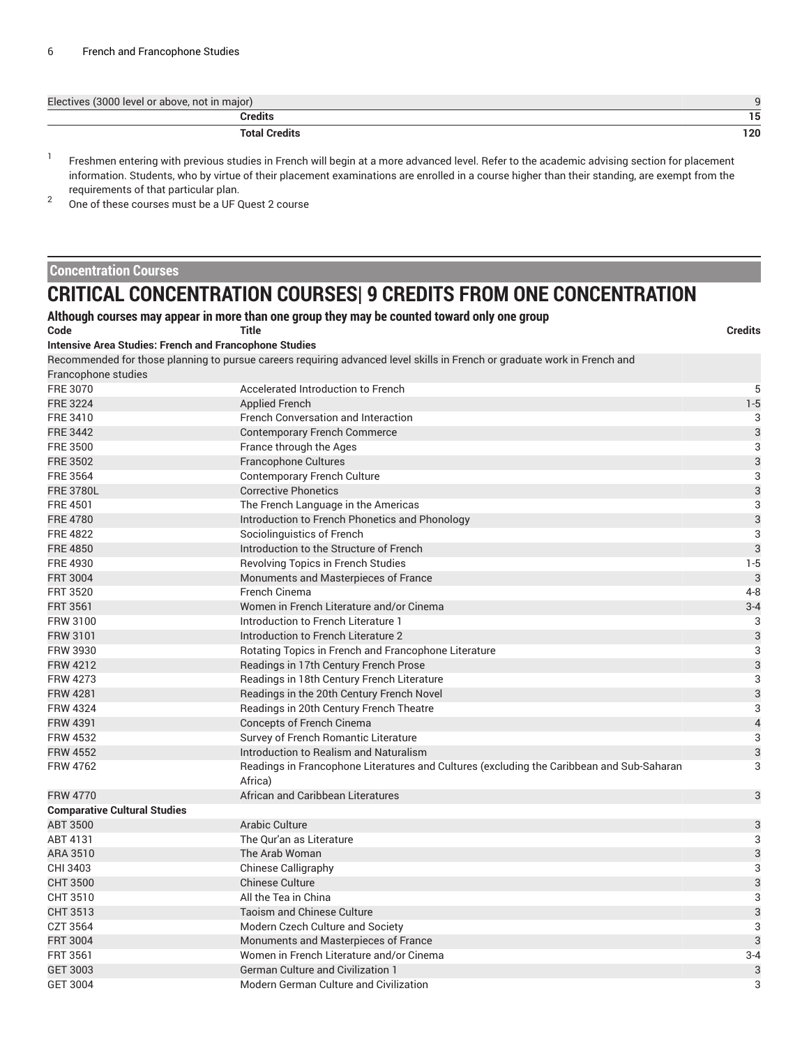| | | |
|---|---|---|
| Electives (3000 level or above, not in major) | | 9 |
| | **Credits** | **15** |
| | **Total Credits** | **120** |

[1] Freshmen entering with previous studies in French will begin at a more advanced level. Refer to the academic advising section for placement information. Students, who by virtue of their placement examinations are enrolled in a course higher than their standing, are exempt from the requirements of that particular plan.

[2] One of these courses must be a UF Quest 2 course

## Concentration Courses

# CRITICAL CONCENTRATION COURSES| 9 CREDITS FROM ONE CONCENTRATION

### Although courses may appear in more than one group they may be counted toward only one group

| Code | Title | Credits |
|---|---|---|
| **Intensive Area Studies: French and Francophone Studies** | | |
| Recommended for those planning to pursue careers requiring advanced level skills in French or graduate work in French and Francophone studies | | |
| FRE 3070 | Accelerated Introduction to French | 5 |
| FRE 3224 | Applied French | 1-5 |
| FRE 3410 | French Conversation and Interaction | 3 |
| FRE 3442 | Contemporary French Commerce | 3 |
| FRE 3500 | France through the Ages | 3 |
| FRE 3502 | Francophone Cultures | 3 |
| FRE 3564 | Contemporary French Culture | 3 |
| FRE 3780L | Corrective Phonetics | 3 |
| FRE 4501 | The French Language in the Americas | 3 |
| FRE 4780 | Introduction to French Phonetics and Phonology | 3 |
| FRE 4822 | Sociolinguistics of French | 3 |
| FRE 4850 | Introduction to the Structure of French | 3 |
| FRE 4930 | Revolving Topics in French Studies | 1-5 |
| FRT 3004 | Monuments and Masterpieces of France | 3 |
| FRT 3520 | French Cinema | 4-8 |
| FRT 3561 | Women in French Literature and/or Cinema | 3-4 |
| FRW 3100 | Introduction to French Literature 1 | 3 |
| FRW 3101 | Introduction to French Literature 2 | 3 |
| FRW 3930 | Rotating Topics in French and Francophone Literature | 3 |
| FRW 4212 | Readings in 17th Century French Prose | 3 |
| FRW 4273 | Readings in 18th Century French Literature | 3 |
| FRW 4281 | Readings in the 20th Century French Novel | 3 |
| FRW 4324 | Readings in 20th Century French Theatre | 3 |
| FRW 4391 | Concepts of French Cinema | 4 |
| FRW 4532 | Survey of French Romantic Literature | 3 |
| FRW 4552 | Introduction to Realism and Naturalism | 3 |
| FRW 4762 | Readings in Francophone Literatures and Cultures (excluding the Caribbean and Sub-Saharan Africa) | 3 |
| FRW 4770 | African and Caribbean Literatures | 3 |
| **Comparative Cultural Studies** | | |
| ABT 3500 | Arabic Culture | 3 |
| ABT 4131 | The Qur'an as Literature | 3 |
| ARA 3510 | The Arab Woman | 3 |
| CHI 3403 | Chinese Calligraphy | 3 |
| CHT 3500 | Chinese Culture | 3 |
| CHT 3510 | All the Tea in China | 3 |
| CHT 3513 | Taoism and Chinese Culture | 3 |
| CZT 3564 | Modern Czech Culture and Society | 3 |
| FRT 3004 | Monuments and Masterpieces of France | 3 |
| FRT 3561 | Women in French Literature and/or Cinema | 3-4 |
| GET 3003 | German Culture and Civilization 1 | 3 |
| GET 3004 | Modern German Culture and Civilization | 3 |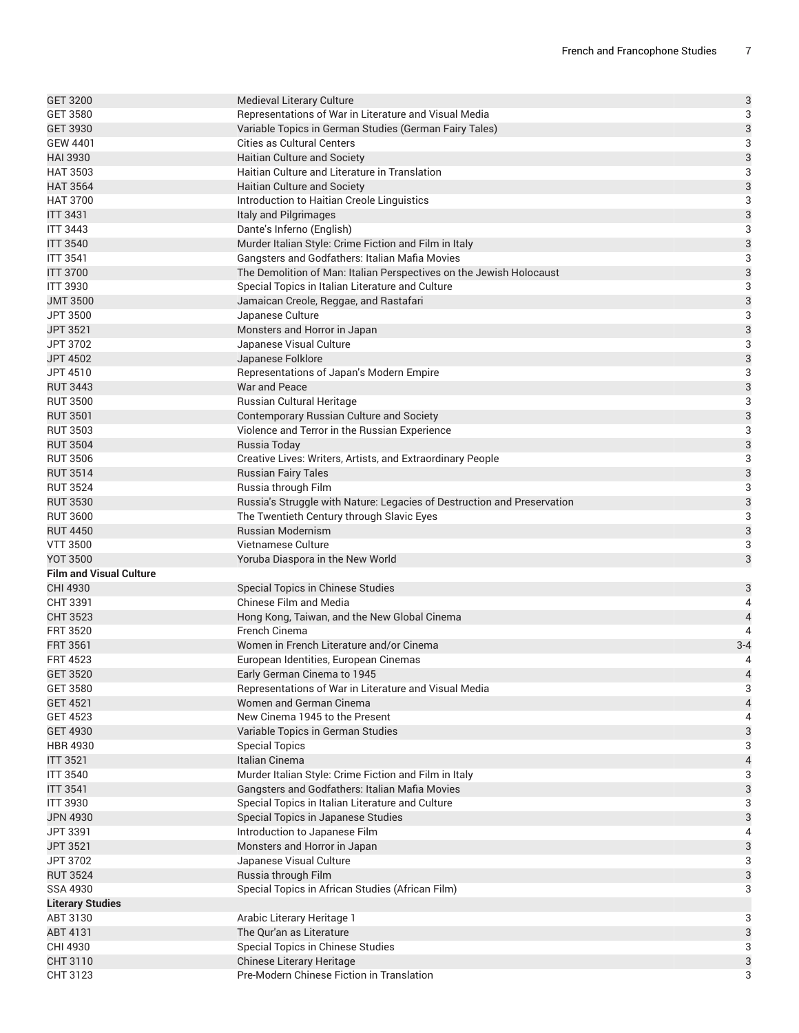| | | |
|---|---|---|
| GET 3200 | Medieval Literary Culture | 3 |
| GET 3580 | Representations of War in Literature and Visual Media | 3 |
| GET 3930 | Variable Topics in German Studies (German Fairy Tales) | 3 |
| GEW 4401 | Cities as Cultural Centers | 3 |
| HAI 3930 | Haitian Culture and Society | 3 |
| HAT 3503 | Haitian Culture and Literature in Translation | 3 |
| HAT 3564 | Haitian Culture and Society | 3 |
| HAT 3700 | Introduction to Haitian Creole Linguistics | 3 |
| ITT 3431 | Italy and Pilgrimages | 3 |
| ITT 3443 | Dante's Inferno (English) | 3 |
| ITT 3540 | Murder Italian Style: Crime Fiction and Film in Italy | 3 |
| ITT 3541 | Gangsters and Godfathers: Italian Mafia Movies | 3 |
| ITT 3700 | The Demolition of Man: Italian Perspectives on the Jewish Holocaust | 3 |
| ITT 3930 | Special Topics in Italian Literature and Culture | 3 |
| JMT 3500 | Jamaican Creole, Reggae, and Rastafari | 3 |
| JPT 3500 | Japanese Culture | 3 |
| JPT 3521 | Monsters and Horror in Japan | 3 |
| JPT 3702 | Japanese Visual Culture | 3 |
| JPT 4502 | Japanese Folklore | 3 |
| JPT 4510 | Representations of Japan's Modern Empire | 3 |
| RUT 3443 | War and Peace | 3 |
| RUT 3500 | Russian Cultural Heritage | 3 |
| RUT 3501 | Contemporary Russian Culture and Society | 3 |
| RUT 3503 | Violence and Terror in the Russian Experience | 3 |
| RUT 3504 | Russia Today | 3 |
| RUT 3506 | Creative Lives: Writers, Artists, and Extraordinary People | 3 |
| RUT 3514 | Russian Fairy Tales | 3 |
| RUT 3524 | Russia through Film | 3 |
| RUT 3530 | Russia's Struggle with Nature: Legacies of Destruction and Preservation | 3 |
| RUT 3600 | The Twentieth Century through Slavic Eyes | 3 |
| RUT 4450 | Russian Modernism | 3 |
| VTT 3500 | Vietnamese Culture | 3 |
| YOT 3500 | Yoruba Diaspora in the New World | 3 |
| **Film and Visual Culture** | | |
| CHI 4930 | Special Topics in Chinese Studies | 3 |
| CHT 3391 | Chinese Film and Media | 4 |
| CHT 3523 | Hong Kong, Taiwan, and the New Global Cinema | 4 |
| FRT 3520 | French Cinema | 4 |
| FRT 3561 | Women in French Literature and/or Cinema | 3-4 |
| FRT 4523 | European Identities, European Cinemas | 4 |
| GET 3520 | Early German Cinema to 1945 | 4 |
| GET 3580 | Representations of War in Literature and Visual Media | 3 |
| GET 4521 | Women and German Cinema | 4 |
| GET 4523 | New Cinema 1945 to the Present | 4 |
| GET 4930 | Variable Topics in German Studies | 3 |
| HBR 4930 | Special Topics | 3 |
| ITT 3521 | Italian Cinema | 4 |
| ITT 3540 | Murder Italian Style: Crime Fiction and Film in Italy | 3 |
| ITT 3541 | Gangsters and Godfathers: Italian Mafia Movies | 3 |
| ITT 3930 | Special Topics in Italian Literature and Culture | 3 |
| JPN 4930 | Special Topics in Japanese Studies | 3 |
| JPT 3391 | Introduction to Japanese Film | 4 |
| JPT 3521 | Monsters and Horror in Japan | 3 |
| JPT 3702 | Japanese Visual Culture | 3 |
| RUT 3524 | Russia through Film | 3 |
| SSA 4930 | Special Topics in African Studies (African Film) | 3 |
| **Literary Studies** | | |
| ABT 3130 | Arabic Literary Heritage 1 | 3 |
| ABT 4131 | The Qur'an as Literature | 3 |
| CHI 4930 | Special Topics in Chinese Studies | 3 |
| CHT 3110 | Chinese Literary Heritage | 3 |
| CHT 3123 | Pre-Modern Chinese Fiction in Translation | 3 |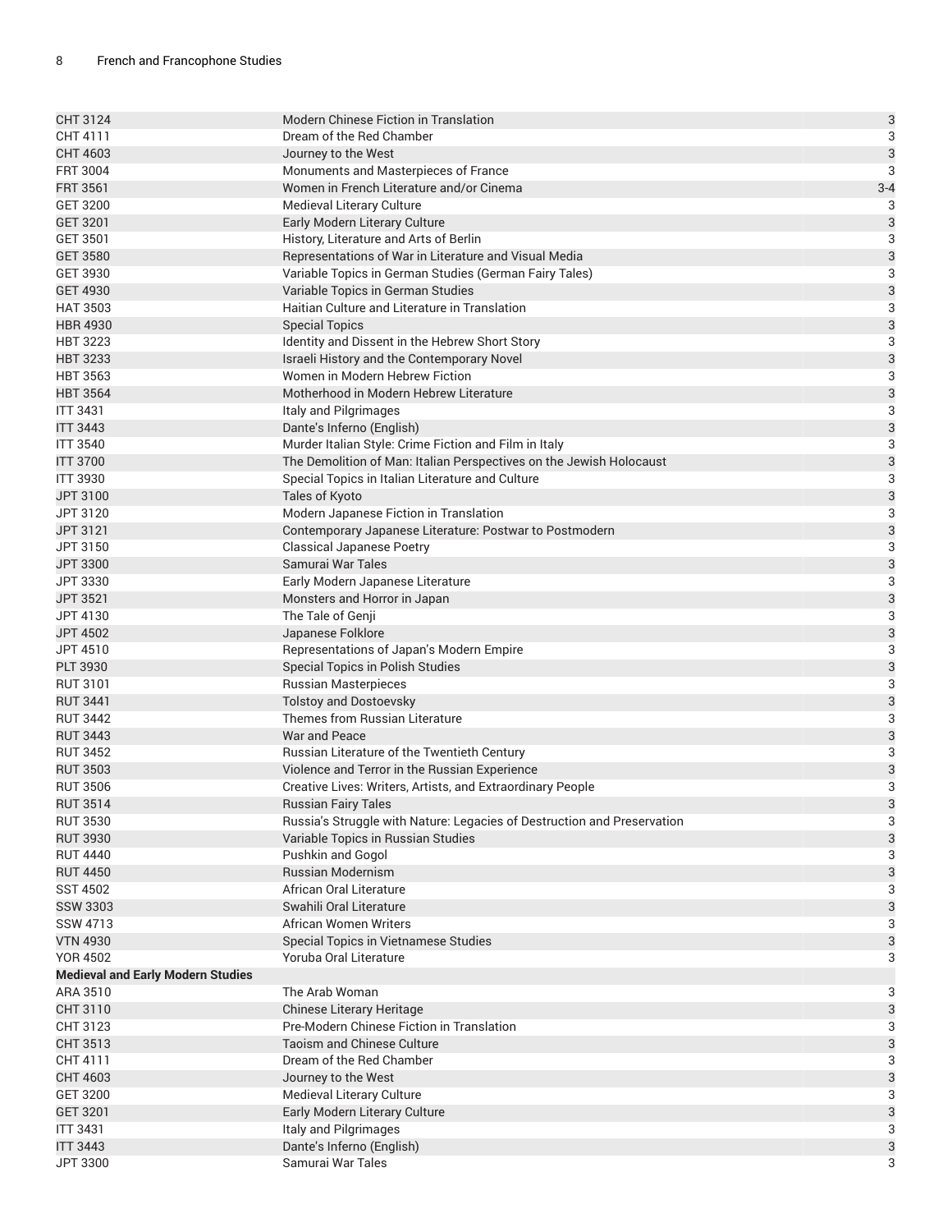| | | |
|---|---|---|
| CHT 3124 | Modern Chinese Fiction in Translation | 3 |
| CHT 4111 | Dream of the Red Chamber | 3 |
| CHT 4603 | Journey to the West | 3 |
| FRT 3004 | Monuments and Masterpieces of France | 3 |
| FRT 3561 | Women in French Literature and/or Cinema | 3-4 |
| GET 3200 | Medieval Literary Culture | 3 |
| GET 3201 | Early Modern Literary Culture | 3 |
| GET 3501 | History, Literature and Arts of Berlin | 3 |
| GET 3580 | Representations of War in Literature and Visual Media | 3 |
| GET 3930 | Variable Topics in German Studies (German Fairy Tales) | 3 |
| GET 4930 | Variable Topics in German Studies | 3 |
| HAT 3503 | Haitian Culture and Literature in Translation | 3 |
| HBR 4930 | Special Topics | 3 |
| HBT 3223 | Identity and Dissent in the Hebrew Short Story | 3 |
| HBT 3233 | Israeli History and the Contemporary Novel | 3 |
| HBT 3563 | Women in Modern Hebrew Fiction | 3 |
| HBT 3564 | Motherhood in Modern Hebrew Literature | 3 |
| ITT 3431 | Italy and Pilgrimages | 3 |
| ITT 3443 | Dante's Inferno (English) | 3 |
| ITT 3540 | Murder Italian Style: Crime Fiction and Film in Italy | 3 |
| ITT 3700 | The Demolition of Man: Italian Perspectives on the Jewish Holocaust | 3 |
| ITT 3930 | Special Topics in Italian Literature and Culture | 3 |
| JPT 3100 | Tales of Kyoto | 3 |
| JPT 3120 | Modern Japanese Fiction in Translation | 3 |
| JPT 3121 | Contemporary Japanese Literature: Postwar to Postmodern | 3 |
| JPT 3150 | Classical Japanese Poetry | 3 |
| JPT 3300 | Samurai War Tales | 3 |
| JPT 3330 | Early Modern Japanese Literature | 3 |
| JPT 3521 | Monsters and Horror in Japan | 3 |
| JPT 4130 | The Tale of Genji | 3 |
| JPT 4502 | Japanese Folklore | 3 |
| JPT 4510 | Representations of Japan's Modern Empire | 3 |
| PLT 3930 | Special Topics in Polish Studies | 3 |
| RUT 3101 | Russian Masterpieces | 3 |
| RUT 3441 | Tolstoy and Dostoevsky | 3 |
| RUT 3442 | Themes from Russian Literature | 3 |
| RUT 3443 | War and Peace | 3 |
| RUT 3452 | Russian Literature of the Twentieth Century | 3 |
| RUT 3503 | Violence and Terror in the Russian Experience | 3 |
| RUT 3506 | Creative Lives: Writers, Artists, and Extraordinary People | 3 |
| RUT 3514 | Russian Fairy Tales | 3 |
| RUT 3530 | Russia's Struggle with Nature: Legacies of Destruction and Preservation | 3 |
| RUT 3930 | Variable Topics in Russian Studies | 3 |
| RUT 4440 | Pushkin and Gogol | 3 |
| RUT 4450 | Russian Modernism | 3 |
| SST 4502 | African Oral Literature | 3 |
| SSW 3303 | Swahili Oral Literature | 3 |
| SSW 4713 | African Women Writers | 3 |
| VTN 4930 | Special Topics in Vietnamese Studies | 3 |
| YOR 4502 | Yoruba Oral Literature | 3 |
| **Medieval and Early Modern Studies** | | |
| ARA 3510 | The Arab Woman | 3 |
| CHT 3110 | Chinese Literary Heritage | 3 |
| CHT 3123 | Pre-Modern Chinese Fiction in Translation | 3 |
| CHT 3513 | Taoism and Chinese Culture | 3 |
| CHT 4111 | Dream of the Red Chamber | 3 |
| CHT 4603 | Journey to the West | 3 |
| GET 3200 | Medieval Literary Culture | 3 |
| GET 3201 | Early Modern Literary Culture | 3 |
| ITT 3431 | Italy and Pilgrimages | 3 |
| ITT 3443 | Dante's Inferno (English) | 3 |
| JPT 3300 | Samurai War Tales | 3 |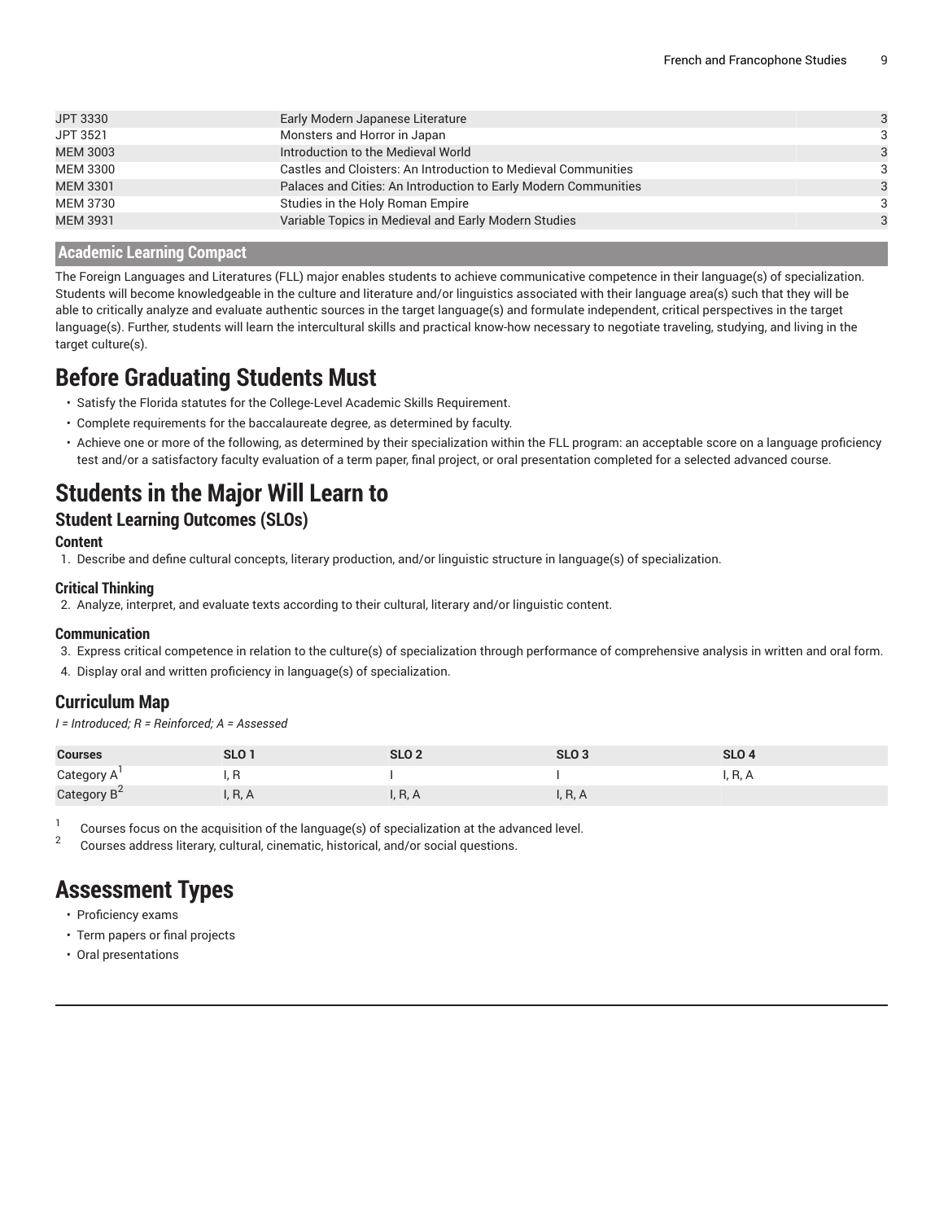| | | |
|---|---|---|
| JPT 3330 | Early Modern Japanese Literature | 3 |
| JPT 3521 | Monsters and Horror in Japan | 3 |
| MEM 3003 | Introduction to the Medieval World | 3 |
| MEM 3300 | Castles and Cloisters: An Introduction to Medieval Communities | 3 |
| MEM 3301 | Palaces and Cities: An Introduction to Early Modern Communities | 3 |
| MEM 3730 | Studies in the Holy Roman Empire | 3 |
| MEM 3931 | Variable Topics in Medieval and Early Modern Studies | 3 |

## Academic Learning Compact

The Foreign Languages and Literatures (FLL) major enables students to achieve communicative competence in their language(s) of specialization. Students will become knowledgeable in the culture and literature and/or linguistics associated with their language area(s) such that they will be able to critically analyze and evaluate authentic sources in the target language(s) and formulate independent, critical perspectives in the target language(s). Further, students will learn the intercultural skills and practical know-how necessary to negotiate traveling, studying, and living in the target culture(s).

# Before Graduating Students Must

- Satisfy the Florida statutes for the College-Level Academic Skills Requirement.
- Complete requirements for the baccalaureate degree, as determined by faculty.
- Achieve one or more of the following, as determined by their specialization within the FLL program: an acceptable score on a language proficiency test and/or a satisfactory faculty evaluation of a term paper, final project, or oral presentation completed for a selected advanced course.

# Students in the Major Will Learn to

## Student Learning Outcomes (SLOs)

### Content

1. Describe and define cultural concepts, literary production, and/or linguistic structure in language(s) of specialization.

### Critical Thinking

2. Analyze, interpret, and evaluate texts according to their cultural, literary and/or linguistic content.

### Communication

3. Express critical competence in relation to the culture(s) of specialization through performance of comprehensive analysis in written and oral form.
4. Display oral and written proficiency in language(s) of specialization.

## Curriculum Map

*I = Introduced; R = Reinforced; A = Assessed*

| Courses | SLO 1 | SLO 2 | SLO 3 | SLO 4 |
|---|---|---|---|---|
| Category A[1] | I, R | I | I | I, R, A |
| Category B[2] | I, R, A | I, R, A | I, R, A | |

[1] Courses focus on the acquisition of the language(s) of specialization at the advanced level.

[2] Courses address literary, cultural, cinematic, historical, and/or social questions.

# Assessment Types

- Proficiency exams
- Term papers or final projects
- Oral presentations